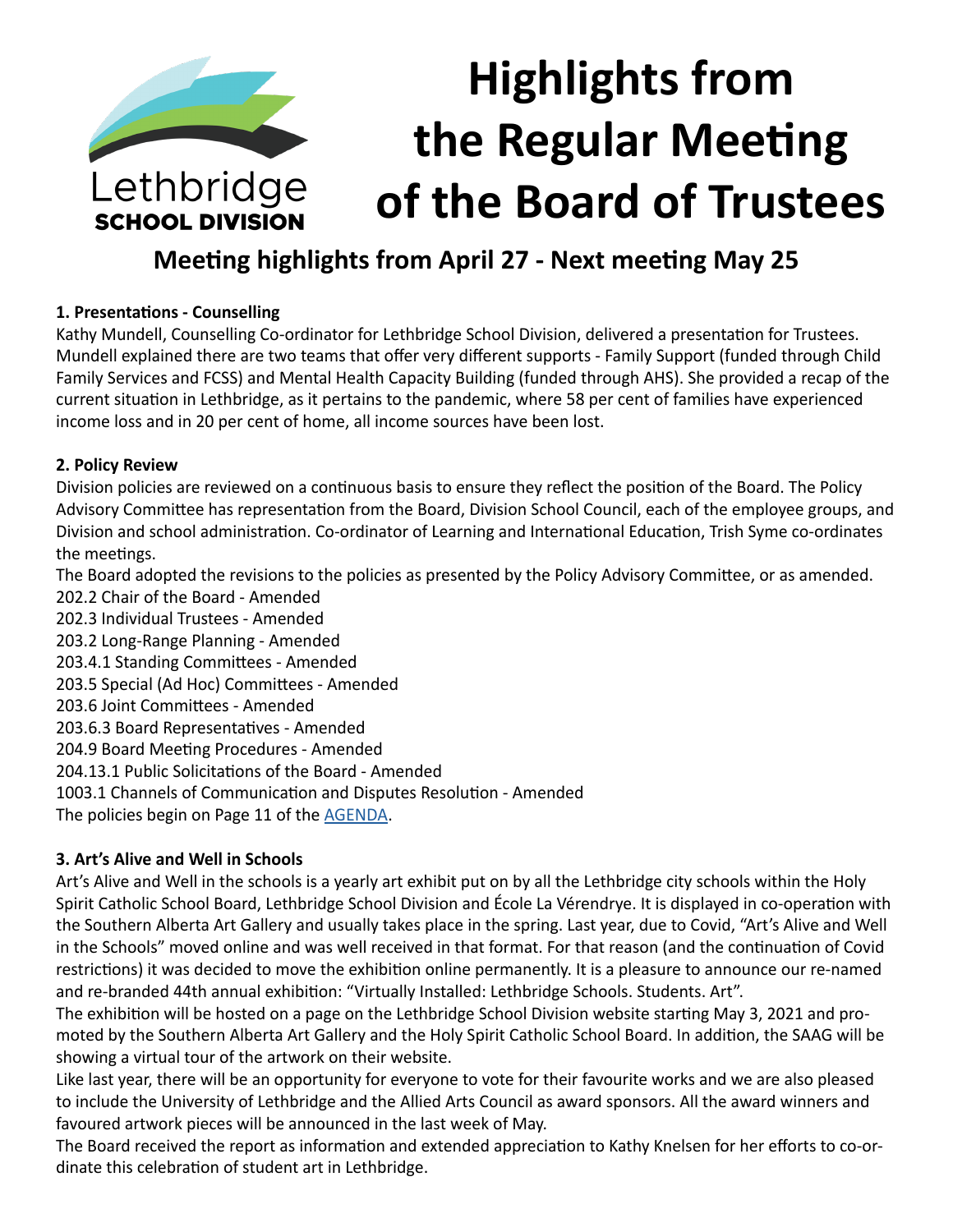Lethbridge SCHOOL DIVISION

# Highlights from the Regular Meeting of the Board of Trustees

## Meeting highlights from April 27 - Next meeting May 25

### 1. Presentations - Counselling

Kathy Mundell, Counselling Co-ordinator for Lethbridge School Division, delivered a presentation for Trustees. Mundell explained there are two teams that offer very different supports - Family Support (funded through Child Family Services and FCSS) and Mental Health Capacity Building (funded through AHS). She provided a recap of the current situation in Lethbridge, as it pertains to the pandemic, where 58 per cent of families have experienced income loss and in 20 per cent of home, all income sources have been lost.

### 2. Policy Review

Division policies are reviewed on a continuous basis to ensure they reflect the position of the Board. The Policy Advisory Committee has representation from the Board, Division School Council, each of the employee groups, and Division and school administration. Co-ordinator of Learning and International Education, Trish Syme co-ordinates the meetings.

The Board adopted the revisions to the policies as presented by the Policy Advisory Committee, or as amended.

202.2 Chair of the Board - Amended
202.3 Individual Trustees - Amended
203.2 Long-Range Planning - Amended
203.4.1 Standing Committees - Amended
203.5 Special (Ad Hoc) Committees - Amended
203.6 Joint Committees - Amended
203.6.3 Board Representatives - Amended
204.9 Board Meeting Procedures - Amended
204.13.1 Public Solicitations of the Board - Amended
1003.1 Channels of Communication and Disputes Resolution - Amended

The policies begin on Page 11 of the [AGENDA](AGENDA).

### 3. Art's Alive and Well in Schools

Art's Alive and Well in the schools is a yearly art exhibit put on by all the Lethbridge city schools within the Holy Spirit Catholic School Board, Lethbridge School Division and École La Vérendrye. It is displayed in co-operation with the Southern Alberta Art Gallery and usually takes place in the spring. Last year, due to Covid, "Art's Alive and Well in the Schools" moved online and was well received in that format. For that reason (and the continuation of Covid restrictions) it was decided to move the exhibition online permanently. It is a pleasure to announce our re-named and re-branded 44th annual exhibition: "Virtually Installed: Lethbridge Schools. Students. Art".

The exhibition will be hosted on a page on the Lethbridge School Division website starting May 3, 2021 and promoted by the Southern Alberta Art Gallery and the Holy Spirit Catholic School Board. In addition, the SAAG will be showing a virtual tour of the artwork on their website.

Like last year, there will be an opportunity for everyone to vote for their favourite works and we are also pleased to include the University of Lethbridge and the Allied Arts Council as award sponsors. All the award winners and favoured artwork pieces will be announced in the last week of May.

The Board received the report as information and extended appreciation to Kathy Knelsen for her efforts to co-ordinate this celebration of student art in Lethbridge.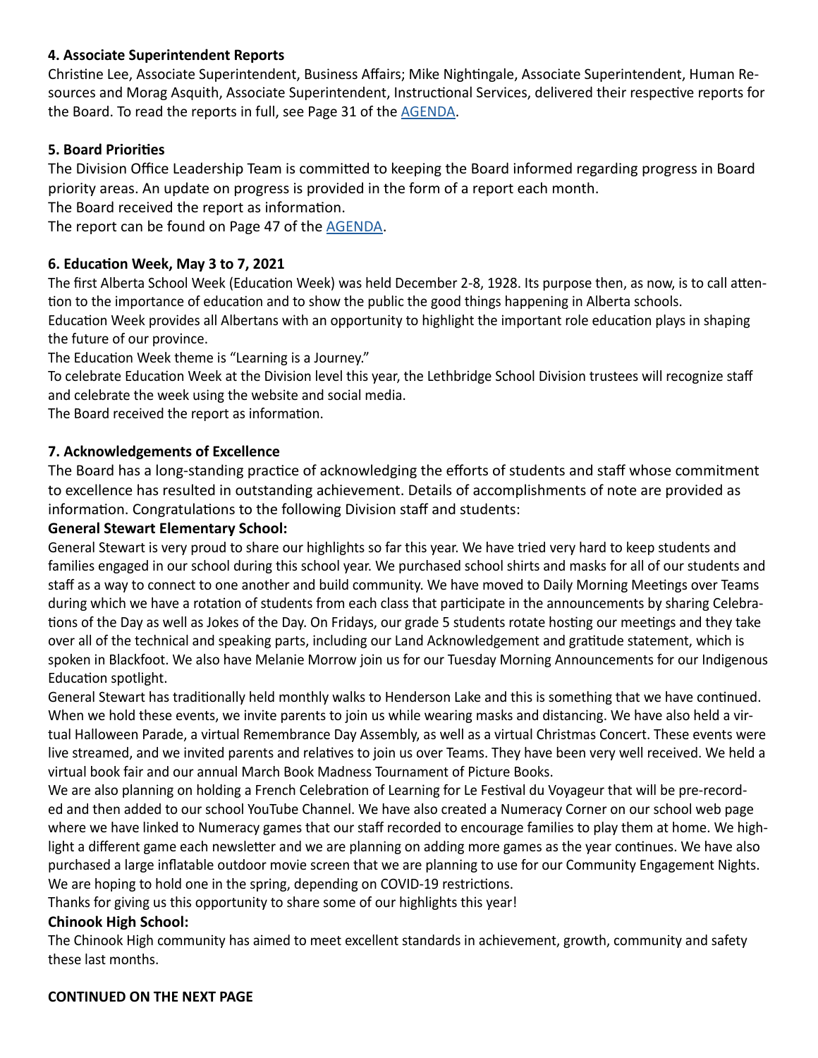**4. Associate Superintendent Reports**

Christine Lee, Associate Superintendent, Business Affairs; Mike Nightingale, Associate Superintendent, Human Resources and Morag Asquith, Associate Superintendent, Instructional Services, delivered their respective reports for the Board. To read the reports in full, see Page 31 of the AGENDA.

**5. Board Priorities**

The Division Office Leadership Team is committed to keeping the Board informed regarding progress in Board priority areas. An update on progress is provided in the form of a report each month.

The Board received the report as information.

The report can be found on Page 47 of the AGENDA.

**6. Education Week, May 3 to 7, 2021**

The first Alberta School Week (Education Week) was held December 2-8, 1928. Its purpose then, as now, is to call attention to the importance of education and to show the public the good things happening in Alberta schools.

Education Week provides all Albertans with an opportunity to highlight the important role education plays in shaping the future of our province.

The Education Week theme is "Learning is a Journey."

To celebrate Education Week at the Division level this year, the Lethbridge School Division trustees will recognize staff and celebrate the week using the website and social media.

The Board received the report as information.

**7. Acknowledgements of Excellence**

The Board has a long-standing practice of acknowledging the efforts of students and staff whose commitment to excellence has resulted in outstanding achievement. Details of accomplishments of note are provided as information. Congratulations to the following Division staff and students:

**General Stewart Elementary School:**

General Stewart is very proud to share our highlights so far this year. We have tried very hard to keep students and families engaged in our school during this school year. We purchased school shirts and masks for all of our students and staff as a way to connect to one another and build community. We have moved to Daily Morning Meetings over Teams during which we have a rotation of students from each class that participate in the announcements by sharing Celebrations of the Day as well as Jokes of the Day. On Fridays, our grade 5 students rotate hosting our meetings and they take over all of the technical and speaking parts, including our Land Acknowledgement and gratitude statement, which is spoken in Blackfoot. We also have Melanie Morrow join us for our Tuesday Morning Announcements for our Indigenous Education spotlight.

General Stewart has traditionally held monthly walks to Henderson Lake and this is something that we have continued. When we hold these events, we invite parents to join us while wearing masks and distancing. We have also held a virtual Halloween Parade, a virtual Remembrance Day Assembly, as well as a virtual Christmas Concert. These events were live streamed, and we invited parents and relatives to join us over Teams. They have been very well received. We held a virtual book fair and our annual March Book Madness Tournament of Picture Books.

We are also planning on holding a French Celebration of Learning for Le Festival du Voyageur that will be pre-recorded and then added to our school YouTube Channel. We have also created a Numeracy Corner on our school web page where we have linked to Numeracy games that our staff recorded to encourage families to play them at home. We highlight a different game each newsletter and we are planning on adding more games as the year continues. We have also purchased a large inflatable outdoor movie screen that we are planning to use for our Community Engagement Nights. We are hoping to hold one in the spring, depending on COVID-19 restrictions.

Thanks for giving us this opportunity to share some of our highlights this year!

**Chinook High School:**

The Chinook High community has aimed to meet excellent standards in achievement, growth, community and safety these last months.

**CONTINUED ON THE NEXT PAGE**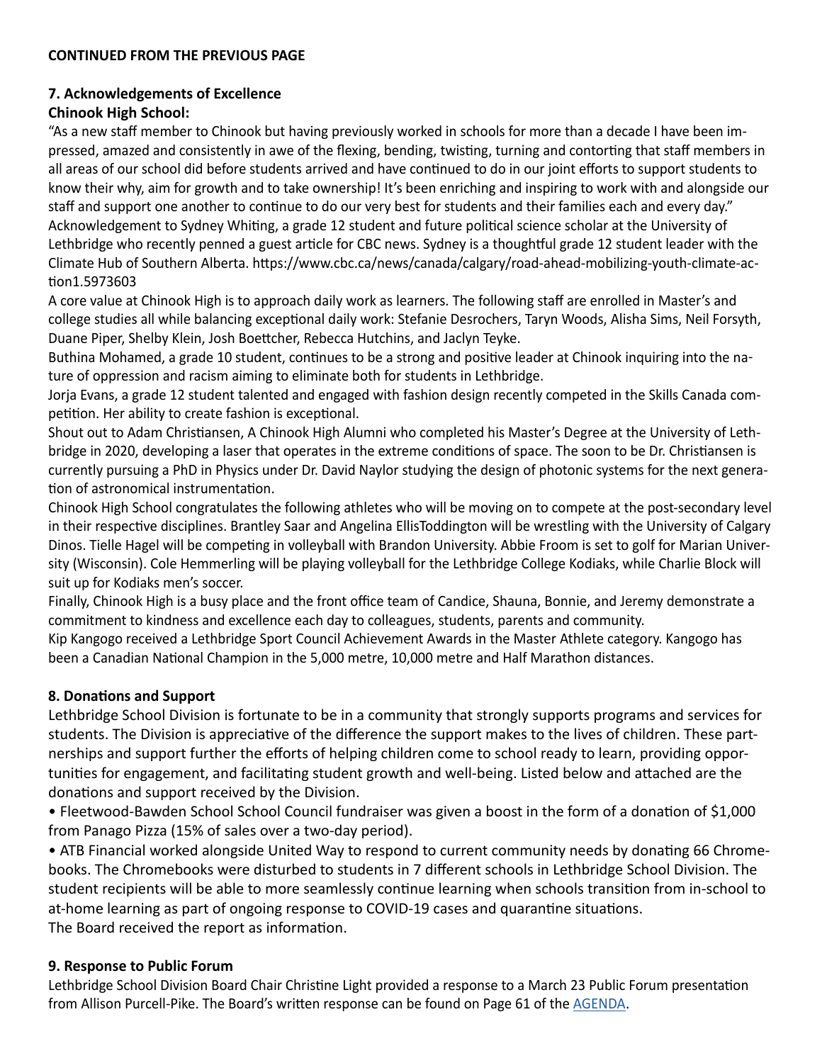**CONTINUED FROM THE PREVIOUS PAGE**

**7. Acknowledgements of Excellence**

**Chinook High School:**

"As a new staff member to Chinook but having previously worked in schools for more than a decade I have been impressed, amazed and consistently in awe of the flexing, bending, twisting, turning and contorting that staff members in all areas of our school did before students arrived and have continued to do in our joint efforts to support students to know their why, aim for growth and to take ownership! It's been enriching and inspiring to work with and alongside our staff and support one another to continue to do our very best for students and their families each and every day."

Acknowledgement to Sydney Whiting, a grade 12 student and future political science scholar at the University of Lethbridge who recently penned a guest article for CBC news. Sydney is a thoughtful grade 12 student leader with the Climate Hub of Southern Alberta. https://www.cbc.ca/news/canada/calgary/road-ahead-mobilizing-youth-climate-action1.5973603

A core value at Chinook High is to approach daily work as learners. The following staff are enrolled in Master's and college studies all while balancing exceptional daily work: Stefanie Desrochers, Taryn Woods, Alisha Sims, Neil Forsyth, Duane Piper, Shelby Klein, Josh Boettcher, Rebecca Hutchins, and Jaclyn Teyke.

Buthina Mohamed, a grade 10 student, continues to be a strong and positive leader at Chinook inquiring into the nature of oppression and racism aiming to eliminate both for students in Lethbridge.

Jorja Evans, a grade 12 student talented and engaged with fashion design recently competed in the Skills Canada competition. Her ability to create fashion is exceptional.

Shout out to Adam Christiansen, A Chinook High Alumni who completed his Master's Degree at the University of Lethbridge in 2020, developing a laser that operates in the extreme conditions of space. The soon to be Dr. Christiansen is currently pursuing a PhD in Physics under Dr. David Naylor studying the design of photonic systems for the next generation of astronomical instrumentation.

Chinook High School congratulates the following athletes who will be moving on to compete at the post-secondary level in their respective disciplines. Brantley Saar and Angelina EllisToddington will be wrestling with the University of Calgary Dinos. Tielle Hagel will be competing in volleyball with Brandon University. Abbie Froom is set to golf for Marian University (Wisconsin). Cole Hemmerling will be playing volleyball for the Lethbridge College Kodiaks, while Charlie Block will suit up for Kodiaks men's soccer.

Finally, Chinook High is a busy place and the front office team of Candice, Shauna, Bonnie, and Jeremy demonstrate a commitment to kindness and excellence each day to colleagues, students, parents and community.

Kip Kangogo received a Lethbridge Sport Council Achievement Awards in the Master Athlete category. Kangogo has been a Canadian National Champion in the 5,000 metre, 10,000 metre and Half Marathon distances.

**8. Donations and Support**

Lethbridge School Division is fortunate to be in a community that strongly supports programs and services for students. The Division is appreciative of the difference the support makes to the lives of children. These partnerships and support further the efforts of helping children come to school ready to learn, providing opportunities for engagement, and facilitating student growth and well-being. Listed below and attached are the donations and support received by the Division.

- Fleetwood-Bawden School School Council fundraiser was given a boost in the form of a donation of $1,000 from Panago Pizza (15% of sales over a two-day period).
- ATB Financial worked alongside United Way to respond to current community needs by donating 66 Chromebooks. The Chromebooks were disturbed to students in 7 different schools in Lethbridge School Division. The student recipients will be able to more seamlessly continue learning when schools transition from in-school to at-home learning as part of ongoing response to COVID-19 cases and quarantine situations.

The Board received the report as information.

**9. Response to Public Forum**

Lethbridge School Division Board Chair Christine Light provided a response to a March 23 Public Forum presentation from Allison Purcell-Pike. The Board's written response can be found on Page 61 of the AGENDA.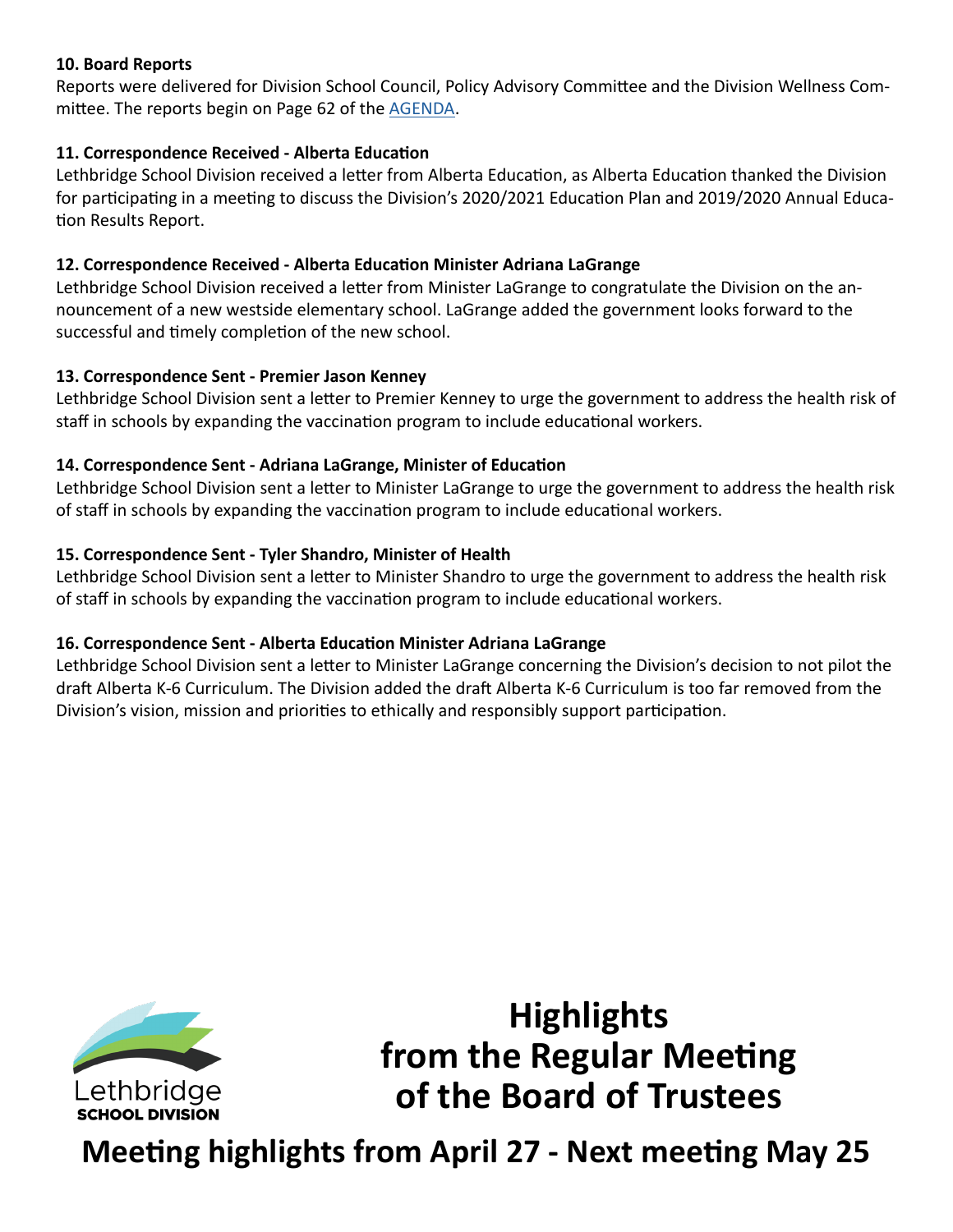**10. Board Reports**

Reports were delivered for Division School Council, Policy Advisory Committee and the Division Wellness Committee. The reports begin on Page 62 of the AGENDA.

**11. Correspondence Received - Alberta Education**

Lethbridge School Division received a letter from Alberta Education, as Alberta Education thanked the Division for participating in a meeting to discuss the Division's 2020/2021 Education Plan and 2019/2020 Annual Education Results Report.

**12. Correspondence Received - Alberta Education Minister Adriana LaGrange**

Lethbridge School Division received a letter from Minister LaGrange to congratulate the Division on the announcement of a new westside elementary school. LaGrange added the government looks forward to the successful and timely completion of the new school.

**13. Correspondence Sent - Premier Jason Kenney**

Lethbridge School Division sent a letter to Premier Kenney to urge the government to address the health risk of staff in schools by expanding the vaccination program to include educational workers.

**14. Correspondence Sent - Adriana LaGrange, Minister of Education**

Lethbridge School Division sent a letter to Minister LaGrange to urge the government to address the health risk of staff in schools by expanding the vaccination program to include educational workers.

**15. Correspondence Sent - Tyler Shandro, Minister of Health**

Lethbridge School Division sent a letter to Minister Shandro to urge the government to address the health risk of staff in schools by expanding the vaccination program to include educational workers.

**16. Correspondence Sent - Alberta Education Minister Adriana LaGrange**

Lethbridge School Division sent a letter to Minister LaGrange concerning the Division's decision to not pilot the draft Alberta K-6 Curriculum. The Division added the draft Alberta K-6 Curriculum is too far removed from the Division's vision, mission and priorities to ethically and responsibly support participation.

Lethbridge SCHOOL DIVISION

# Highlights from the Regular Meeting of the Board of Trustees

## Meeting highlights from April 27 - Next meeting May 25